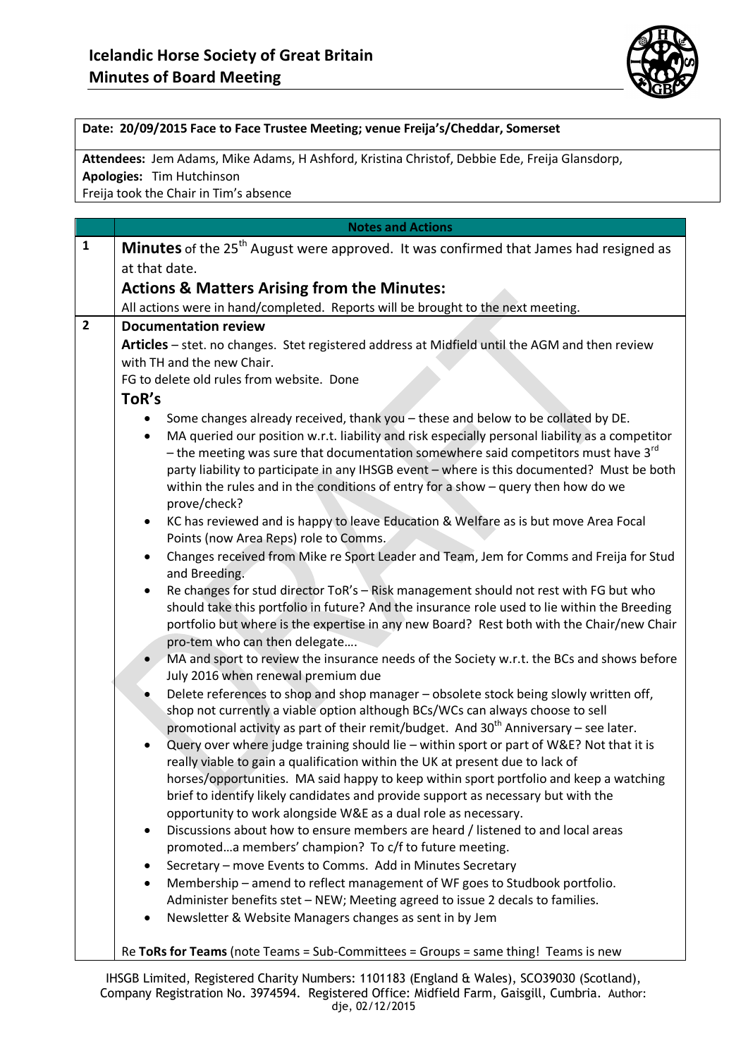# Icelandic Horse Society of Great Britain
## Minutes of Board Meeting

**Date: 20/09/2015 Face to Face Trustee Meeting; venue Freija's/Cheddar, Somerset**

**Attendees:** Jem Adams, Mike Adams, H Ashford, Kristina Christof, Debbie Ede, Freija Glansdorp,
**Apologies:** Tim Hutchinson
Freija took the Chair in Tim's absence

| | Notes and Actions |
|---|---|
| **1** | **Minutes** of the 25th August were approved. It was confirmed that James had resigned as at that date.<br>**Actions & Matters Arising from the Minutes:**<br>All actions were in hand/completed. Reports will be brought to the next meeting. |
| **2** | **Documentation review**<br>**Articles** – stet. no changes. Stet registered address at Midfield until the AGM and then review with TH and the new Chair.<br>FG to delete old rules from website. Done<br>**ToR's**<br>• Some changes already received, thank you – these and below to be collated by DE.<br>• MA queried our position w.r.t. liability and risk especially personal liability as a competitor – the meeting was sure that documentation somewhere said competitors must have 3rd party liability to participate in any IHSGB event – where is this documented? Must be both within the rules and in the conditions of entry for a show – query then how do we prove/check?<br>• KC has reviewed and is happy to leave Education & Welfare as is but move Area Focal Points (now Area Reps) role to Comms.<br>• Changes received from Mike re Sport Leader and Team, Jem for Comms and Freija for Stud and Breeding.<br>• Re changes for stud director ToR's – Risk management should not rest with FG but who should take this portfolio in future? And the insurance role used to lie within the Breeding portfolio but where is the expertise in any new Board? Rest both with the Chair/new Chair pro-tem who can then delegate….<br>• MA and sport to review the insurance needs of the Society w.r.t. the BCs and shows before July 2016 when renewal premium due<br>• Delete references to shop and shop manager – obsolete stock being slowly written off, shop not currently a viable option although BCs/WCs can always choose to sell promotional activity as part of their remit/budget. And 30th Anniversary – see later.<br>• Query over where judge training should lie – within sport or part of W&E? Not that it is really viable to gain a qualification within the UK at present due to lack of horses/opportunities. MA said happy to keep within sport portfolio and keep a watching brief to identify likely candidates and provide support as necessary but with the opportunity to work alongside W&E as a dual role as necessary.<br>• Discussions about how to ensure members are heard / listened to and local areas promoted…a members' champion? To c/f to future meeting.<br>• Secretary – move Events to Comms. Add in Minutes Secretary<br>• Membership – amend to reflect management of WF goes to Studbook portfolio. Administer benefits stet – NEW; Meeting agreed to issue 2 decals to families.<br>• Newsletter & Website Managers changes as sent in by Jem<br><br>Re **ToRs for Teams** (note Teams = Sub-Committees = Groups = same thing! Teams is new |

IHSGB Limited, Registered Charity Numbers: 1101183 (England & Wales), SCO39030 (Scotland), Company Registration No. 3974594. Registered Office: Midfield Farm, Gaisgill, Cumbria. Author: dje, 02/12/2015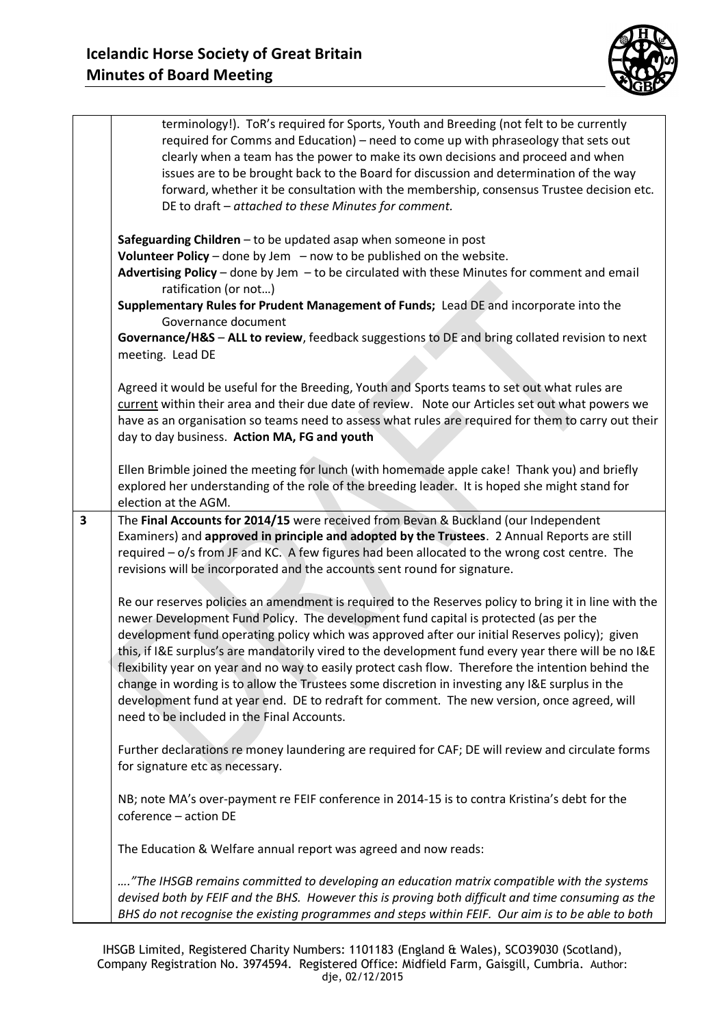| | |
|---|---|
| | terminology!). ToR's required for Sports, Youth and Breeding (not felt to be currently required for Comms and Education) – need to come up with phraseology that sets out clearly when a team has the power to make its own decisions and proceed and when issues are to be brought back to the Board for discussion and determination of the way forward, whether it be consultation with the membership, consensus Trustee decision etc. DE to draft – *attached to these Minutes for comment.*<br><br>**Safeguarding Children** – to be updated asap when someone in post<br>**Volunteer Policy** – done by Jem – now to be published on the website.<br>**Advertising Policy** – done by Jem – to be circulated with these Minutes for comment and email ratification (or not…)<br>**Supplementary Rules for Prudent Management of Funds;** Lead DE and incorporate into the Governance document<br>**Governance/H&S** – **ALL to review**, feedback suggestions to DE and bring collated revision to next meeting. Lead DE<br><br>Agreed it would be useful for the Breeding, Youth and Sports teams to set out what rules are <u>current</u> within their area and their due date of review. Note our Articles set out what powers we have as an organisation so teams need to assess what rules are required for them to carry out their day to day business. **Action MA, FG and youth**<br><br>Ellen Brimble joined the meeting for lunch (with homemade apple cake! Thank you) and briefly explored her understanding of the role of the breeding leader. It is hoped she might stand for election at the AGM. |
| **3** | The **Final Accounts for 2014/15** were received from Bevan & Buckland (our Independent Examiners) and **approved in principle and adopted by the Trustees**. 2 Annual Reports are still required – o/s from JF and KC. A few figures had been allocated to the wrong cost centre. The revisions will be incorporated and the accounts sent round for signature.<br><br>Re our reserves policies an amendment is required to the Reserves policy to bring it in line with the newer Development Fund Policy. The development fund capital is protected (as per the development fund operating policy which was approved after our initial Reserves policy); given this, if I&E surplus's are mandatorily vired to the development fund every year there will be no I&E flexibility year on year and no way to easily protect cash flow. Therefore the intention behind the change in wording is to allow the Trustees some discretion in investing any I&E surplus in the development fund at year end. DE to redraft for comment. The new version, once agreed, will need to be included in the Final Accounts.<br><br>Further declarations re money laundering are required for CAF; DE will review and circulate forms for signature etc as necessary.<br><br>NB; note MA's over-payment re FEIF conference in 2014-15 is to contra Kristina's debt for the coference – action DE<br><br>The Education & Welfare annual report was agreed and now reads:<br><br>*…."The IHSGB remains committed to developing an education matrix compatible with the systems devised both by FEIF and the BHS. However this is proving both difficult and time consuming as the BHS do not recognise the existing programmes and steps within FEIF. Our aim is to be able to both* |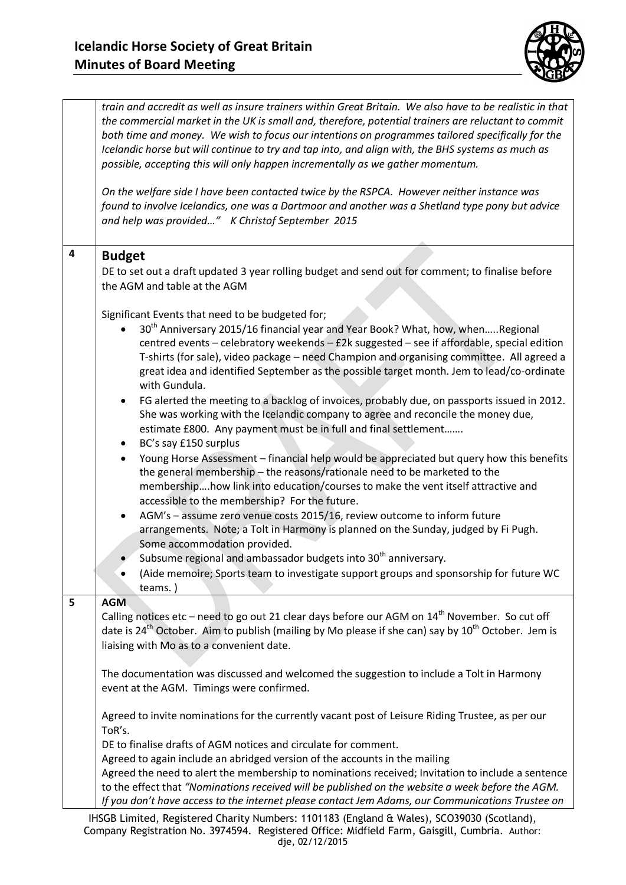*train and accredit as well as insure trainers within Great Britain. We also have to be realistic in that the commercial market in the UK is small and, therefore, potential trainers are reluctant to commit both time and money. We wish to focus our intentions on programmes tailored specifically for the Icelandic horse but will continue to try and tap into, and align with, the BHS systems as much as possible, accepting this will only happen incrementally as we gather momentum.*

*On the welfare side I have been contacted twice by the RSPCA. However neither instance was found to involve Icelandics, one was a Dartmoor and another was a Shetland type pony but advice and help was provided…"* K Christof September 2015

## 4 Budget

DE to set out a draft updated 3 year rolling budget and send out for comment; to finalise before the AGM and table at the AGM

Significant Events that need to be budgeted for;

- 30th Anniversary 2015/16 financial year and Year Book? What, how, when…..Regional centred events – celebratory weekends – £2k suggested – see if affordable, special edition T-shirts (for sale), video package – need Champion and organising committee. All agreed a great idea and identified September as the possible target month. Jem to lead/co-ordinate with Gundula.
- FG alerted the meeting to a backlog of invoices, probably due, on passports issued in 2012. She was working with the Icelandic company to agree and reconcile the money due, estimate £800. Any payment must be in full and final settlement…….
- BC's say £150 surplus
- Young Horse Assessment – financial help would be appreciated but query how this benefits the general membership – the reasons/rationale need to be marketed to the membership….how link into education/courses to make the vent itself attractive and accessible to the membership? For the future.
- AGM's – assume zero venue costs 2015/16, review outcome to inform future arrangements. Note; a Tolt in Harmony is planned on the Sunday, judged by Fi Pugh. Some accommodation provided.
- Subsume regional and ambassador budgets into 30th anniversary.
- (Aide memoire; Sports team to investigate support groups and sponsorship for future WC teams. )

## 5 AGM

Calling notices etc – need to go out 21 clear days before our AGM on 14th November. So cut off date is 24th October. Aim to publish (mailing by Mo please if she can) say by 10th October. Jem is liaising with Mo as to a convenient date.

The documentation was discussed and welcomed the suggestion to include a Tolt in Harmony event at the AGM. Timings were confirmed.

Agreed to invite nominations for the currently vacant post of Leisure Riding Trustee, as per our ToR's.

DE to finalise drafts of AGM notices and circulate for comment.

Agreed to again include an abridged version of the accounts in the mailing

Agreed the need to alert the membership to nominations received; Invitation to include a sentence to the effect that *"Nominations received will be published on the website a week before the AGM. If you don't have access to the internet please contact Jem Adams, our Communications Trustee on*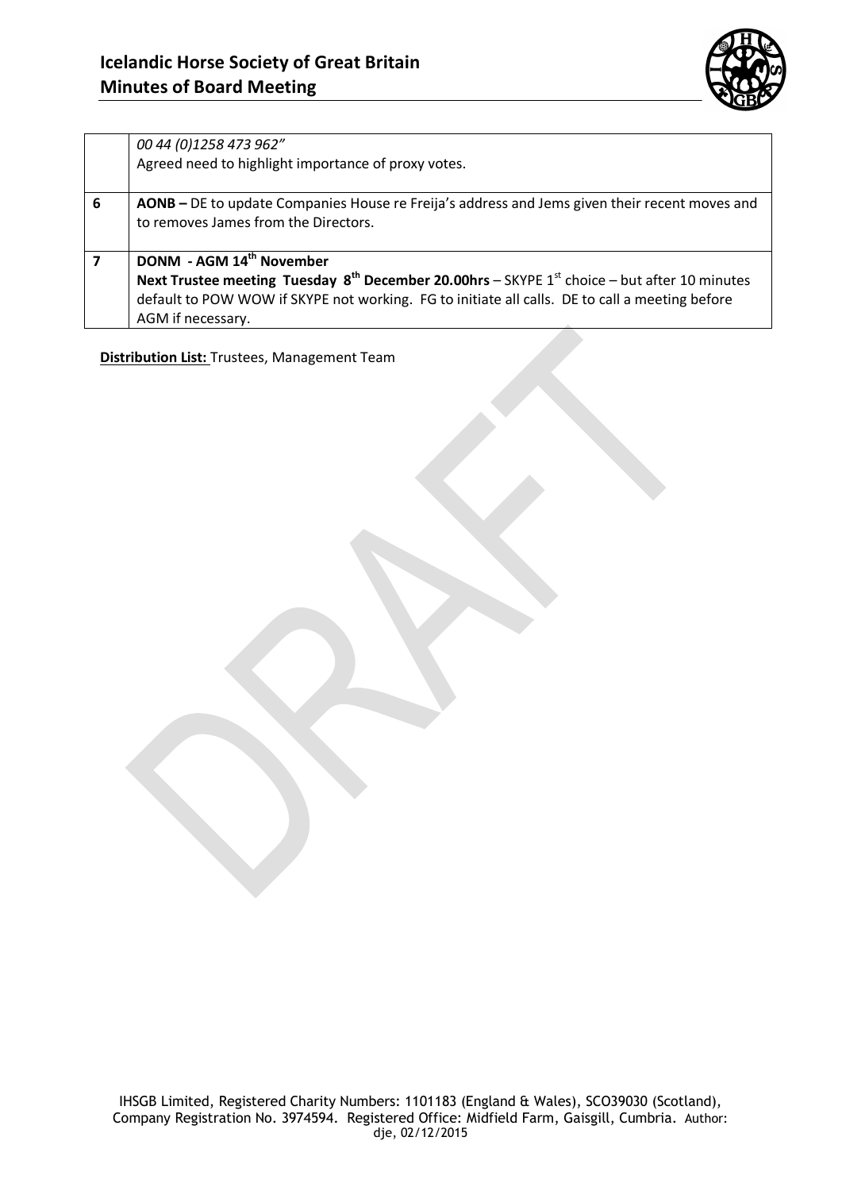| | |
|---|---|
| | *00 44 (0)1258 473 962"*<br>Agreed need to highlight importance of proxy votes. |
| 6 | **AONB –** DE to update Companies House re Freija's address and Jems given their recent moves and to removes James from the Directors. |
| 7 | **DONM - AGM 14th November**<br>**Next Trustee meeting Tuesday 8th December 20.00hrs** – SKYPE 1st choice – but after 10 minutes default to POW WOW if SKYPE not working. FG to initiate all calls. DE to call a meeting before AGM if necessary. |

**Distribution List:** Trustees, Management Team

DRAFT

IHSGB Limited, Registered Charity Numbers: 1101183 (England & Wales), SCO39030 (Scotland), Company Registration No. 3974594. Registered Office: Midfield Farm, Gaisgill, Cumbria. Author: dje, 02/12/2015